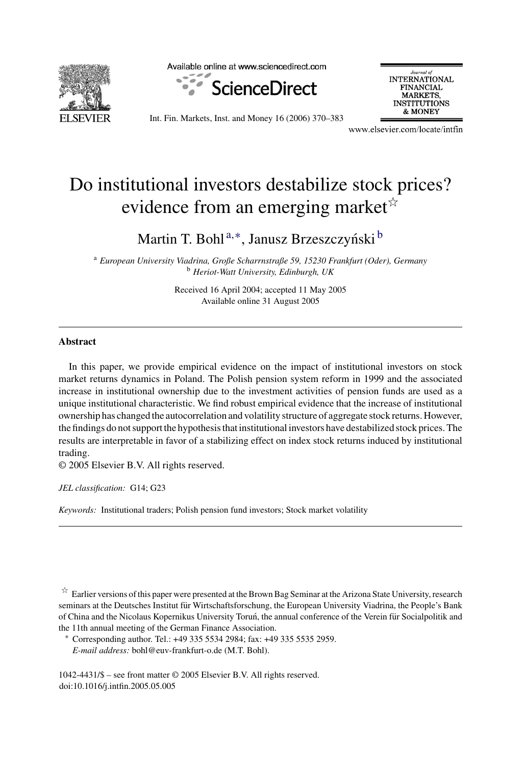# Do institutional investors destabilize stock prices? evidence from an emerging market[☆]

Martin T. Bohl[a,*], Janusz Brzeszczyński[b]

[a] *European University Viadrina, Große Scharrnstraße 59, 15230 Frankfurt (Oder), Germany*
[b] *Heriot-Watt University, Edinburgh, UK*

Received 16 April 2004; accepted 11 May 2005
Available online 31 August 2005

## Abstract

In this paper, we provide empirical evidence on the impact of institutional investors on stock market returns dynamics in Poland. The Polish pension system reform in 1999 and the associated increase in institutional ownership due to the investment activities of pension funds are used as a unique institutional characteristic. We find robust empirical evidence that the increase of institutional ownership has changed the autocorrelation and volatility structure of aggregate stock returns. However, the findings do not support the hypothesis that institutional investors have destabilized stock prices. The results are interpretable in favor of a stabilizing effect on index stock returns induced by institutional trading.
© 2005 Elsevier B.V. All rights reserved.

*JEL classification:* G14; G23

*Keywords:* Institutional traders; Polish pension fund investors; Stock market volatility

[☆] Earlier versions of this paper were presented at the Brown Bag Seminar at the Arizona State University, research seminars at the Deutsches Institut für Wirtschaftsforschung, the European University Viadrina, the People's Bank of China and the Nicolaus Kopernikus University Toruń, the annual conference of the Verein für Socialpolitik and the 11th annual meeting of the German Finance Association.

[*] Corresponding author. Tel.: +49 335 5534 2984; fax: +49 335 5535 2959.
*E-mail address:* bohl@euv-frankfurt-o.de (M.T. Bohl).

1042-4431/$ – see front matter © 2005 Elsevier B.V. All rights reserved.
doi:10.1016/j.intfin.2005.05.005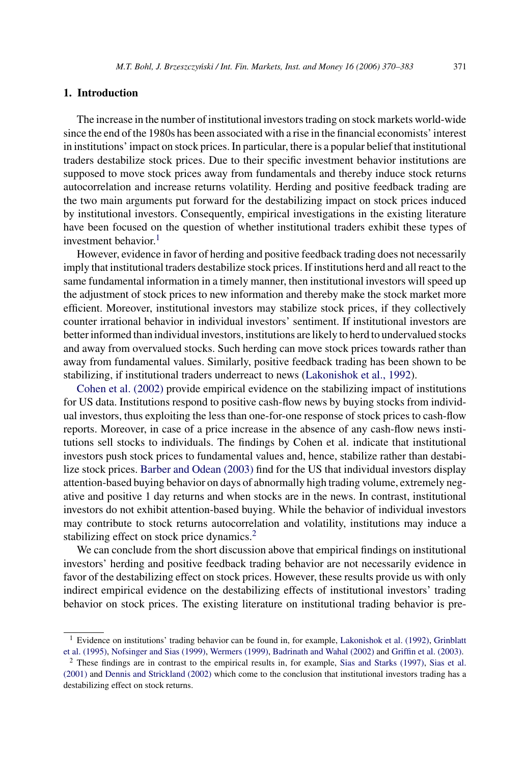## 1. Introduction

The increase in the number of institutional investors trading on stock markets world-wide since the end of the 1980s has been associated with a rise in the financial economists' interest in institutions' impact on stock prices. In particular, there is a popular belief that institutional traders destabilize stock prices. Due to their specific investment behavior institutions are supposed to move stock prices away from fundamentals and thereby induce stock returns autocorrelation and increase returns volatility. Herding and positive feedback trading are the two main arguments put forward for the destabilizing impact on stock prices induced by institutional investors. Consequently, empirical investigations in the existing literature have been focused on the question of whether institutional traders exhibit these types of investment behavior.[1]

However, evidence in favor of herding and positive feedback trading does not necessarily imply that institutional traders destabilize stock prices. If institutions herd and all react to the same fundamental information in a timely manner, then institutional investors will speed up the adjustment of stock prices to new information and thereby make the stock market more efficient. Moreover, institutional investors may stabilize stock prices, if they collectively counter irrational behavior in individual investors' sentiment. If institutional investors are better informed than individual investors, institutions are likely to herd to undervalued stocks and away from overvalued stocks. Such herding can move stock prices towards rather than away from fundamental values. Similarly, positive feedback trading has been shown to be stabilizing, if institutional traders underreact to news (Lakonishok et al., 1992).

Cohen et al. (2002) provide empirical evidence on the stabilizing impact of institutions for US data. Institutions respond to positive cash-flow news by buying stocks from individual investors, thus exploiting the less than one-for-one response of stock prices to cash-flow reports. Moreover, in case of a price increase in the absence of any cash-flow news institutions sell stocks to individuals. The findings by Cohen et al. indicate that institutional investors push stock prices to fundamental values and, hence, stabilize rather than destabilize stock prices. Barber and Odean (2003) find for the US that individual investors display attention-based buying behavior on days of abnormally high trading volume, extremely negative and positive 1 day returns and when stocks are in the news. In contrast, institutional investors do not exhibit attention-based buying. While the behavior of individual investors may contribute to stock returns autocorrelation and volatility, institutions may induce a stabilizing effect on stock price dynamics.[2]

We can conclude from the short discussion above that empirical findings on institutional investors' herding and positive feedback trading behavior are not necessarily evidence in favor of the destabilizing effect on stock prices. However, these results provide us with only indirect empirical evidence on the destabilizing effects of institutional investors' trading behavior on stock prices. The existing literature on institutional trading behavior is pre-

---

[1] Evidence on institutions' trading behavior can be found in, for example, Lakonishok et al. (1992), Grinblatt et al. (1995), Nofsinger and Sias (1999), Wermers (1999), Badrinath and Wahal (2002) and Griffin et al. (2003).

[2] These findings are in contrast to the empirical results in, for example, Sias and Starks (1997), Sias et al. (2001) and Dennis and Strickland (2002) which come to the conclusion that institutional investors trading has a destabilizing effect on stock returns.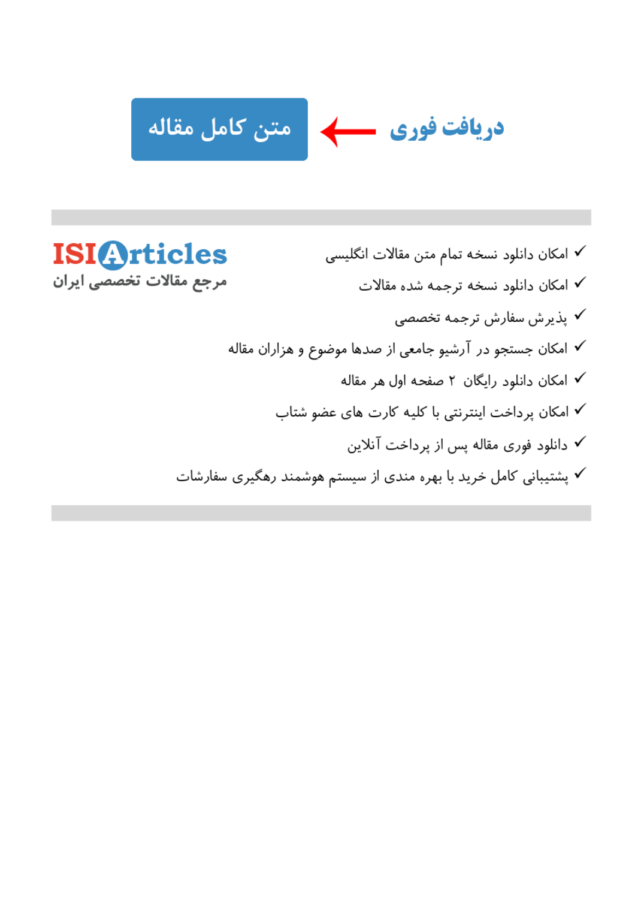دریافت فوری ← **متن کامل مقاله**

**ISIArticles**

مرجع مقالات تخصصی ایران

- ✓ امکان دانلود نسخه تمام متن مقالات انگلیسی
- ✓ امکان دانلود نسخه ترجمه شده مقالات
- ✓ پذیرش سفارش ترجمه تخصصی
- ✓ امکان جستجو در آرشیو جامعی از صدها موضوع و هزاران مقاله
- ✓ امکان دانلود رایگان ۲ صفحه اول هر مقاله
- ✓ امکان پرداخت اینترنتی با کلیه کارت های عضو شتاب
- ✓ دانلود فوری مقاله پس از پرداخت آنلاین
- ✓ پشتیبانی کامل خرید با بهره مندی از سیستم هوشمند رهگیری سفارشات